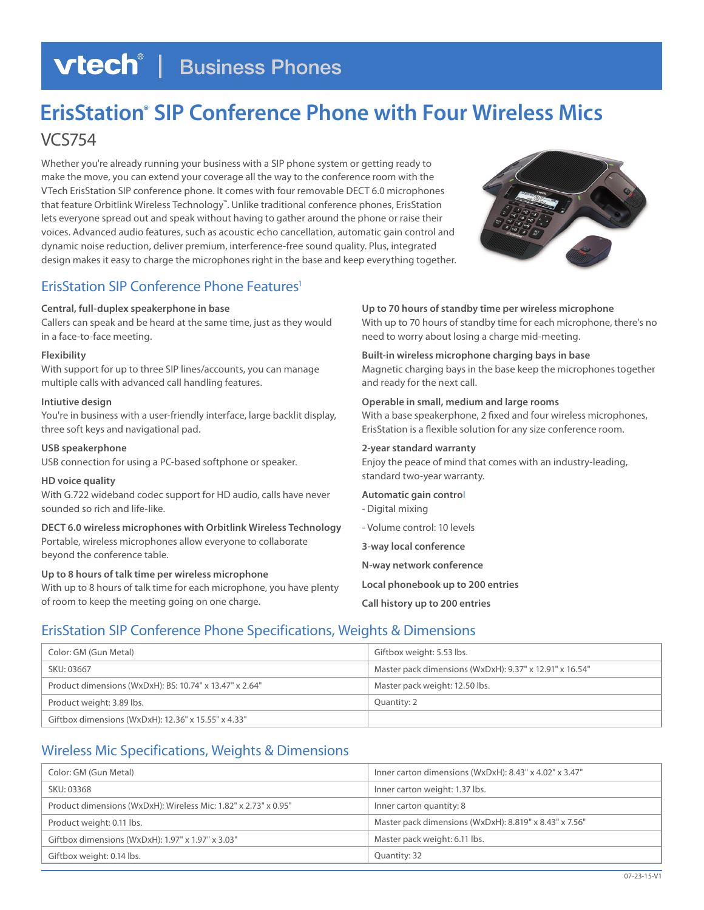vtech® | Business Phones

# ErisStation® SIP Conference Phone with Four Wireless Mics

## VCS754

Whether you're already running your business with a SIP phone system or getting ready to make the move, you can extend your coverage all the way to the conference room with the VTech ErisStation SIP conference phone. It comes with four removable DECT 6.0 microphones that feature Orbitlink Wireless Technology™. Unlike traditional conference phones, ErisStation lets everyone spread out and speak without having to gather around the phone or raise their voices. Advanced audio features, such as acoustic echo cancellation, automatic gain control and dynamic noise reduction, deliver premium, interference-free sound quality. Plus, integrated design makes it easy to charge the microphones right in the base and keep everything together.

## ErisStation SIP Conference Phone Features[1]

**Central, full-duplex speakerphone in base**
Callers can speak and be heard at the same time, just as they would in a face-to-face meeting.

**Flexibility**
With support for up to three SIP lines/accounts, you can manage multiple calls with advanced call handling features.

**Intuitive design**
You're in business with a user-friendly interface, large backlit display, three soft keys and navigational pad.

**USB speakerphone**
USB connection for using a PC-based softphone or speaker.

**HD voice quality**
With G.722 wideband codec support for HD audio, calls have never sounded so rich and life-like.

**DECT 6.0 wireless microphones with Orbitlink Wireless Technology**
Portable, wireless microphones allow everyone to collaborate beyond the conference table.

**Up to 8 hours of talk time per wireless microphone**
With up to 8 hours of talk time for each microphone, you have plenty of room to keep the meeting going on one charge.

**Up to 70 hours of standby time per wireless microphone**
With up to 70 hours of standby time for each microphone, there's no need to worry about losing a charge mid-meeting.

**Built-in wireless microphone charging bays in base**
Magnetic charging bays in the base keep the microphones together and ready for the next call.

**Operable in small, medium and large rooms**
With a base speakerphone, 2 fixed and four wireless microphones, ErisStation is a flexible solution for any size conference room.

**2-year standard warranty**
Enjoy the peace of mind that comes with an industry-leading, standard two-year warranty.

**Automatic gain control**
- Digital mixing
- Volume control: 10 levels

**3-way local conference**

**N-way network conference**

**Local phonebook up to 200 entries**

**Call history up to 200 entries**

## ErisStation SIP Conference Phone Specifications, Weights & Dimensions

| | |
|---|---|
| Color: GM (Gun Metal) | Giftbox weight: 5.53 lbs. |
| SKU: 03667 | Master pack dimensions (WxDxH): 9.37" x 12.91" x 16.54" |
| Product dimensions (WxDxH): BS: 10.74" x 13.47" x 2.64" | Master pack weight: 12.50 lbs. |
| Product weight: 3.89 lbs. | Quantity: 2 |
| Giftbox dimensions (WxDxH): 12.36" x 15.55" x 4.33" | |

## Wireless Mic Specifications, Weights & Dimensions

| | |
|---|---|
| Color: GM (Gun Metal) | Inner carton dimensions (WxDxH): 8.43" x 4.02" x 3.47" |
| SKU: 03368 | Inner carton weight: 1.37 lbs. |
| Product dimensions (WxDxH): Wireless Mic: 1.82" x 2.73" x 0.95" | Inner carton quantity: 8 |
| Product weight: 0.11 lbs. | Master pack dimensions (WxDxH): 8.819" x 8.43" x 7.56" |
| Giftbox dimensions (WxDxH): 1.97" x 1.97" x 3.03" | Master pack weight: 6.11 lbs. |
| Giftbox weight: 0.14 lbs. | Quantity: 32 |

07-23-15-V1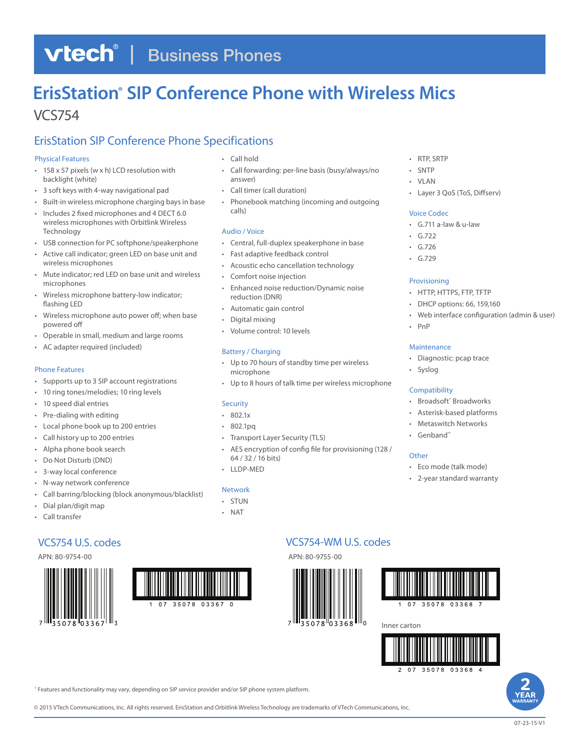vtech® | Business Phones

# ErisStation® SIP Conference Phone with Wireless Mics

VCS754

## ErisStation SIP Conference Phone Specifications

### Physical Features

- 158 x 57 pixels (w x h) LCD resolution with backlight (white)
- 3 soft keys with 4-way navigational pad
- Built-in wireless microphone charging bays in base
- Includes 2 fixed microphones and 4 DECT 6.0 wireless microphones with Orbitlink Wireless Technology
- USB connection for PC softphone/speakerphone
- Active call indicator; green LED on base unit and wireless microphones
- Mute indicator; red LED on base unit and wireless microphones
- Wireless microphone battery-low indicator; flashing LED
- Wireless microphone auto power off; when base powered off
- Operable in small, medium and large rooms
- AC adapter required (included)

### Phone Features

- Supports up to 3 SIP account registrations
- 10 ring tones/melodies; 10 ring levels
- 10 speed dial entries
- Pre-dialing with editing
- Local phone book up to 200 entries
- Call history up to 200 entries
- Alpha phone book search
- Do Not Disturb (DND)
- 3-way local conference
- N-way network conference
- Call barring/blocking (block anonymous/blacklist)
- Dial plan/digit map
- Call transfer
- Call hold
- Call forwarding: per-line basis (busy/always/no answer)
- Call timer (call duration)
- Phonebook matching (incoming and outgoing calls)

### Audio / Voice

- Central, full-duplex speakerphone in base
- Fast adaptive feedback control
- Acoustic echo cancellation technology
- Comfort noise injection
- Enhanced noise reduction/Dynamic noise reduction (DNR)
- Automatic gain control
- Digital mixing
- Volume control: 10 levels

### Battery / Charging

- Up to 70 hours of standby time per wireless microphone
- Up to 8 hours of talk time per wireless microphone

### Security

- 802.1x
- 802.1pq
- Transport Layer Security (TLS)
- AES encryption of config file for provisioning (128 / 64 / 32 / 16 bits)
- LLDP-MED

### Network

- STUN
- NAT
- RTP, SRTP
- SNTP
- VLAN
- Layer 3 QoS (ToS, Diffserv)

### Voice Codec

- G.711 a-law & u-law
- G.722
- G.726
- G.729

### Provisioning

- HTTP, HTTPS, FTP, TFTP
- DHCP options: 66, 159,160
- Web interface configuration (admin & user)
- PnP

### Maintenance

- Diagnostic: pcap trace
- Syslog

### Compatibility

- Broadsoft® Broadworks
- Asterisk-based platforms
- Metaswitch Networks
- Genband™

### Other

- Eco mode (talk mode)
- 2-year standard warranty

## VCS754 U.S. codes

APN: 80-9754-00

7 35078 03367 3

1 07 35078 03367 0

## VCS754-WM U.S. codes

APN: 80-9755-00

7 35078 03368 0

1 07 35078 03368 7

Inner carton

2 07 35078 03368 4

2 YEAR WARRANTY

[1] Features and functionality may vary, depending on SIP service provider and/or SIP phone system platform.

© 2015 VTech Communications, Inc. All rights reserved. ErisStation and Orbitlink Wireless Technology are trademarks of VTech Communications, Inc.

07-23-15-V1